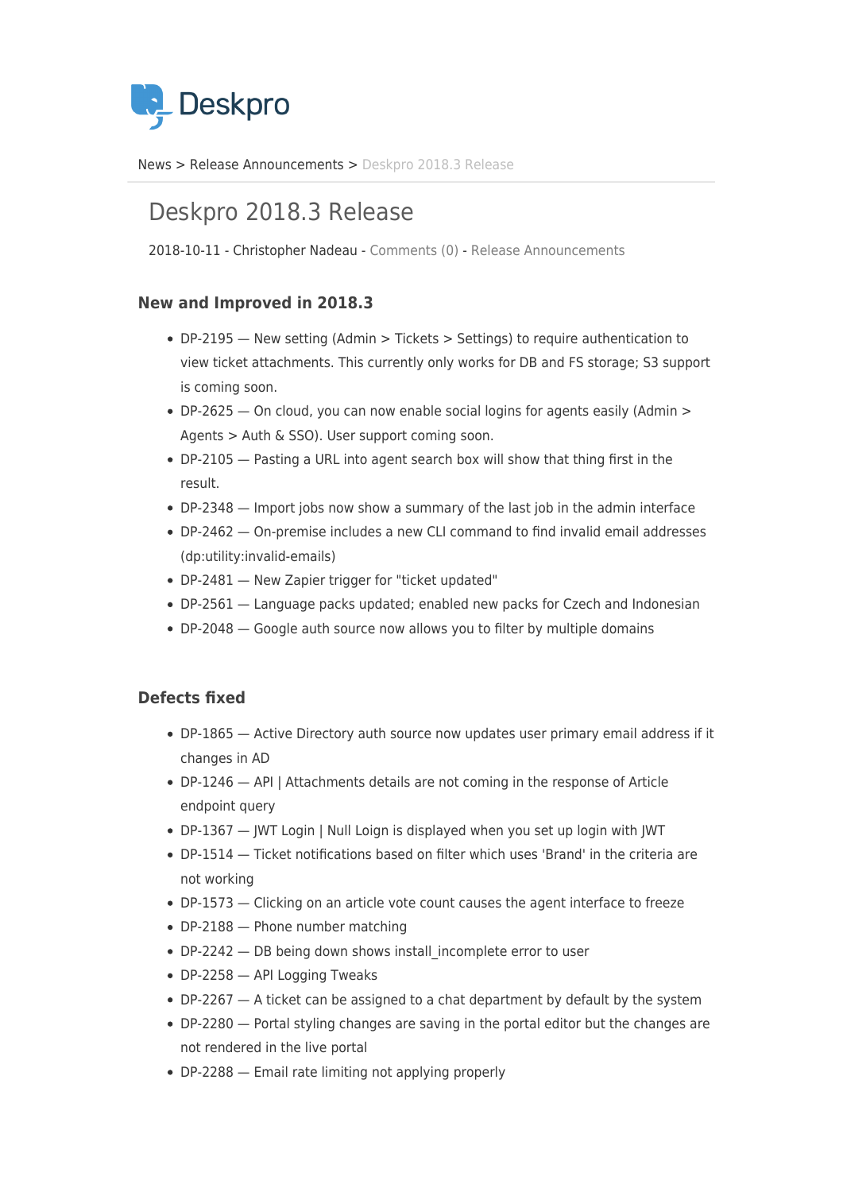Deskpro

News > Release Announcements > Deskpro 2018.3 Release

# Deskpro 2018.3 Release

2018-10-11 - Christopher Nadeau - Comments (0) - Release Announcements

### New and Improved in 2018.3

- DP-2195 — New setting (Admin > Tickets > Settings) to require authentication to view ticket attachments. This currently only works for DB and FS storage; S3 support is coming soon.
- DP-2625 — On cloud, you can now enable social logins for agents easily (Admin > Agents > Auth & SSO). User support coming soon.
- DP-2105 — Pasting a URL into agent search box will show that thing first in the result.
- DP-2348 — Import jobs now show a summary of the last job in the admin interface
- DP-2462 — On-premise includes a new CLI command to find invalid email addresses (dp:utility:invalid-emails)
- DP-2481 — New Zapier trigger for "ticket updated"
- DP-2561 — Language packs updated; enabled new packs for Czech and Indonesian
- DP-2048 — Google auth source now allows you to filter by multiple domains

### Defects fixed

- DP-1865 — Active Directory auth source now updates user primary email address if it changes in AD
- DP-1246 — API | Attachments details are not coming in the response of Article endpoint query
- DP-1367 — JWT Login | Null Loign is displayed when you set up login with JWT
- DP-1514 — Ticket notifications based on filter which uses 'Brand' in the criteria are not working
- DP-1573 — Clicking on an article vote count causes the agent interface to freeze
- DP-2188 — Phone number matching
- DP-2242 — DB being down shows install_incomplete error to user
- DP-2258 — API Logging Tweaks
- DP-2267 — A ticket can be assigned to a chat department by default by the system
- DP-2280 — Portal styling changes are saving in the portal editor but the changes are not rendered in the live portal
- DP-2288 — Email rate limiting not applying properly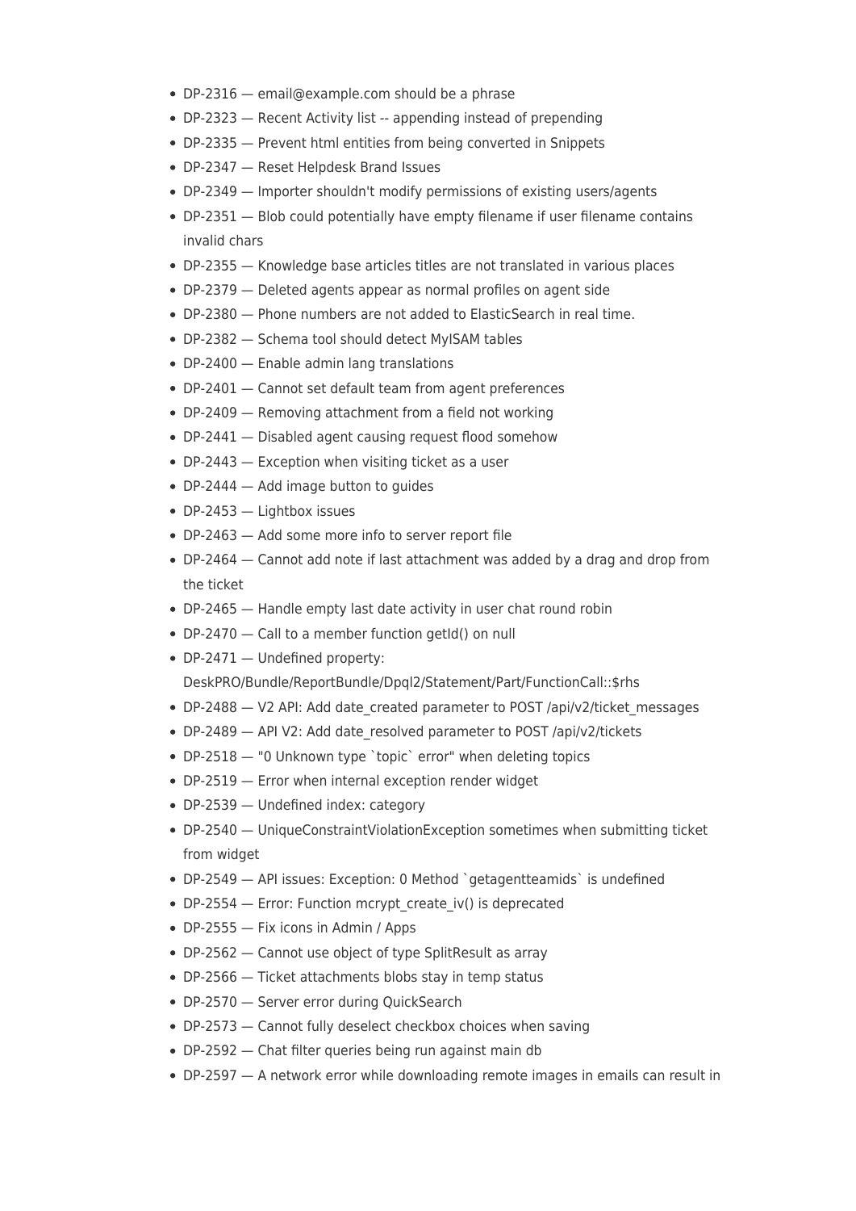- DP-2316 — email@example.com should be a phrase
- DP-2323 — Recent Activity list -- appending instead of prepending
- DP-2335 — Prevent html entities from being converted in Snippets
- DP-2347 — Reset Helpdesk Brand Issues
- DP-2349 — Importer shouldn't modify permissions of existing users/agents
- DP-2351 — Blob could potentially have empty filename if user filename contains invalid chars
- DP-2355 — Knowledge base articles titles are not translated in various places
- DP-2379 — Deleted agents appear as normal profiles on agent side
- DP-2380 — Phone numbers are not added to ElasticSearch in real time.
- DP-2382 — Schema tool should detect MyISAM tables
- DP-2400 — Enable admin lang translations
- DP-2401 — Cannot set default team from agent preferences
- DP-2409 — Removing attachment from a field not working
- DP-2441 — Disabled agent causing request flood somehow
- DP-2443 — Exception when visiting ticket as a user
- DP-2444 — Add image button to guides
- DP-2453 — Lightbox issues
- DP-2463 — Add some more info to server report file
- DP-2464 — Cannot add note if last attachment was added by a drag and drop from the ticket
- DP-2465 — Handle empty last date activity in user chat round robin
- DP-2470 — Call to a member function getId() on null
- DP-2471 — Undefined property: DeskPRO/Bundle/ReportBundle/Dpql2/Statement/Part/FunctionCall::$rhs
- DP-2488 — V2 API: Add date_created parameter to POST /api/v2/ticket_messages
- DP-2489 — API V2: Add date_resolved parameter to POST /api/v2/tickets
- DP-2518 — "0 Unknown type `topic` error" when deleting topics
- DP-2519 — Error when internal exception render widget
- DP-2539 — Undefined index: category
- DP-2540 — UniqueConstraintViolationException sometimes when submitting ticket from widget
- DP-2549 — API issues: Exception: 0 Method `getagentteamids` is undefined
- DP-2554 — Error: Function mcrypt_create_iv() is deprecated
- DP-2555 — Fix icons in Admin / Apps
- DP-2562 — Cannot use object of type SplitResult as array
- DP-2566 — Ticket attachments blobs stay in temp status
- DP-2570 — Server error during QuickSearch
- DP-2573 — Cannot fully deselect checkbox choices when saving
- DP-2592 — Chat filter queries being run against main db
- DP-2597 — A network error while downloading remote images in emails can result in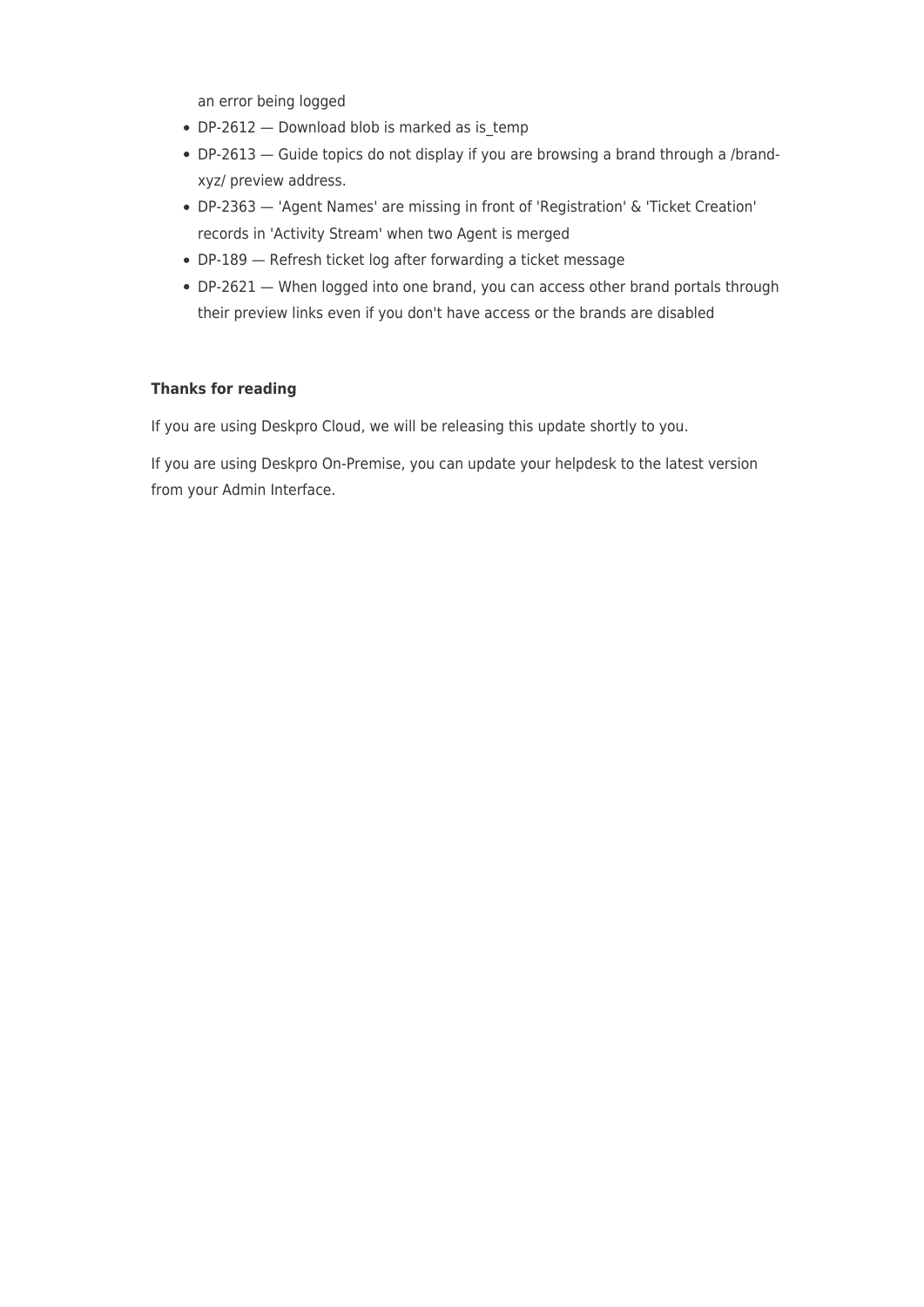an error being logged

- DP-2612 — Download blob is marked as is_temp
- DP-2613 — Guide topics do not display if you are browsing a brand through a /brand-xyz/ preview address.
- DP-2363 — 'Agent Names' are missing in front of 'Registration' & 'Ticket Creation' records in 'Activity Stream' when two Agent is merged
- DP-189 — Refresh ticket log after forwarding a ticket message
- DP-2621 — When logged into one brand, you can access other brand portals through their preview links even if you don't have access or the brands are disabled

**Thanks for reading**

If you are using Deskpro Cloud, we will be releasing this update shortly to you.

If you are using Deskpro On-Premise, you can update your helpdesk to the latest version from your Admin Interface.